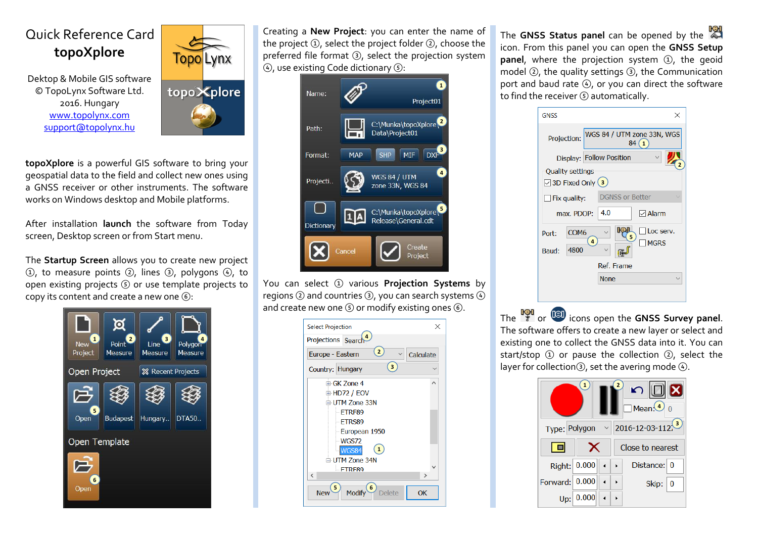# Quick Reference Card
## topoXplore

Dektop & Mobile GIS software
© TopoLynx Software Ltd.
2016. Hungary
www.topolynx.com
support@topolynx.hu

**topoXplore** is a powerful GIS software to bring your geospatial data to the field and collect new ones using a GNSS receiver or other instruments. The software works on Windows desktop and Mobile platforms.

After installation **launch** the software from Today screen, Desktop screen or from Start menu.

The **Startup Screen** allows you to create new project ①, to measure points ②, lines ③, polygons ④, to open existing projects ⑤ or use template projects to copy its content and create a new one ⑥:

Creating a **New Project**: you can enter the name of the project ①, select the project folder ②, choose the preferred file format ③, select the projection system ④, use existing Code dictionary ⑤:

You can select ① various **Projection Systems** by regions ② and countries ③, you can search systems ④ and create new one ⑤ or modify existing ones ⑥.

The **GNSS Status panel** can be opened by the icon. From this panel you can open the **GNSS Setup panel**, where the projection system ①, the geoid model ②, the quality settings ③, the Communication port and baud rate ④, or you can direct the software to find the receiver ⑤ automatically.

The or icons open the **GNSS Survey panel**. The software offers to create a new layer or select and existing one to collect the GNSS data into it. You can start/stop ① or pause the collection ②, select the layer for collection③, set the averaging mode ④.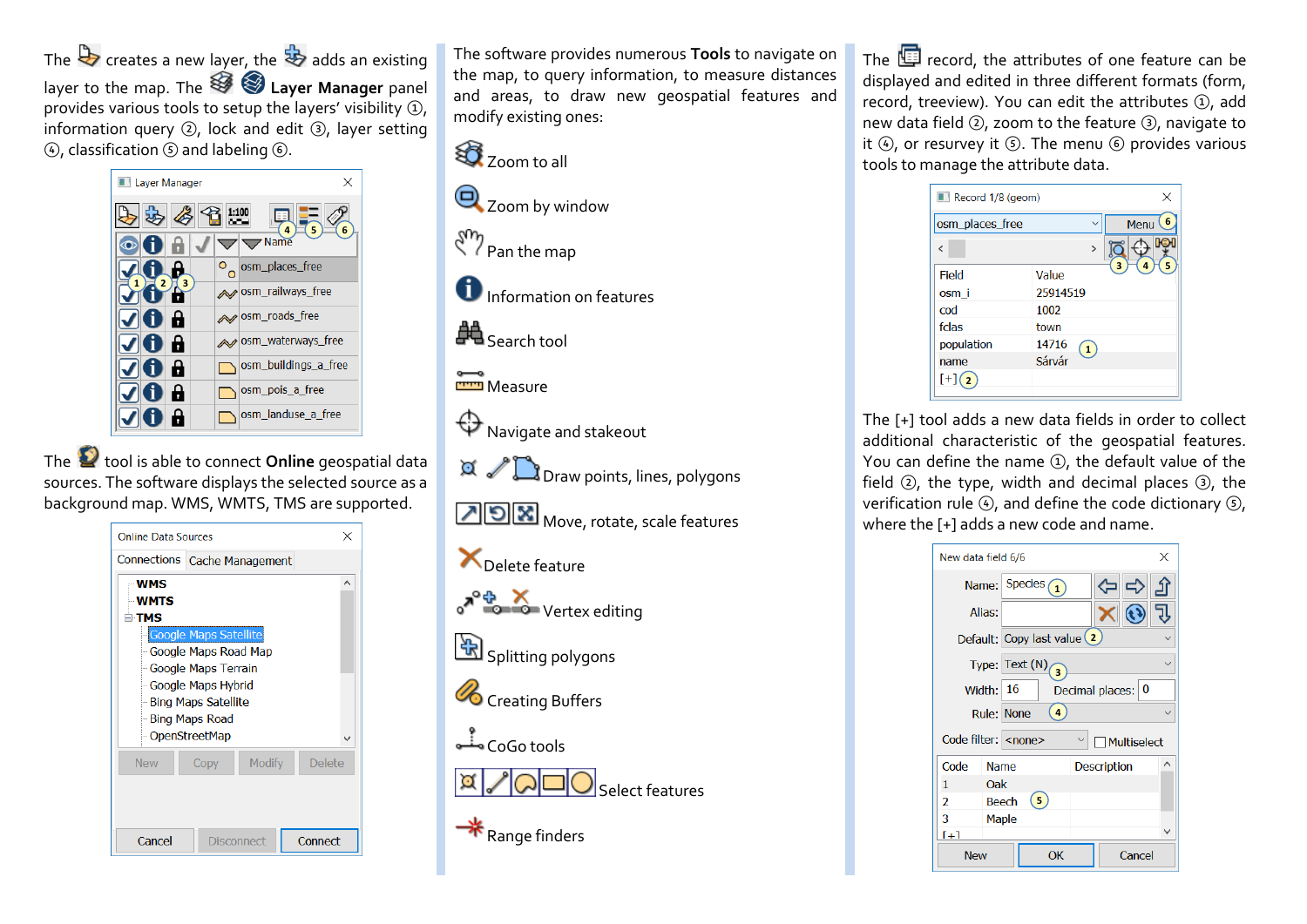The creates a new layer, the adds an existing layer to the map. The **Layer Manager** panel provides various tools to setup the layers' visibility ①, information query ②, lock and edit ③, layer setting ④, classification ⑤ and labeling ⑥.

The tool is able to connect **Online** geospatial data sources. The software displays the selected source as a background map. WMS, WMTS, TMS are supported.

The software provides numerous **Tools** to navigate on the map, to query information, to measure distances and areas, to draw new geospatial features and modify existing ones:

- Zoom to all
- Zoom by window
- Pan the map
- Information on features
- Search tool
- Measure
- Navigate and stakeout
- Draw points, lines, polygons
- Move, rotate, scale features
- Delete feature
- Vertex editing
- Splitting polygons
- Creating Buffers
- CoGo tools
- Select features
- Range finders

The record, the attributes of one feature can be displayed and edited in three different formats (form, record, treeview). You can edit the attributes ①, add new data field ②, zoom to the feature ③, navigate to it ④, or resurvey it ⑤. The menu ⑥ provides various tools to manage the attribute data.

The [+] tool adds a new data fields in order to collect additional characteristic of the geospatial features. You can define the name ①, the default value of the field ②, the type, width and decimal places ③, the verification rule ④, and define the code dictionary ⑤, where the [+] adds a new code and name.